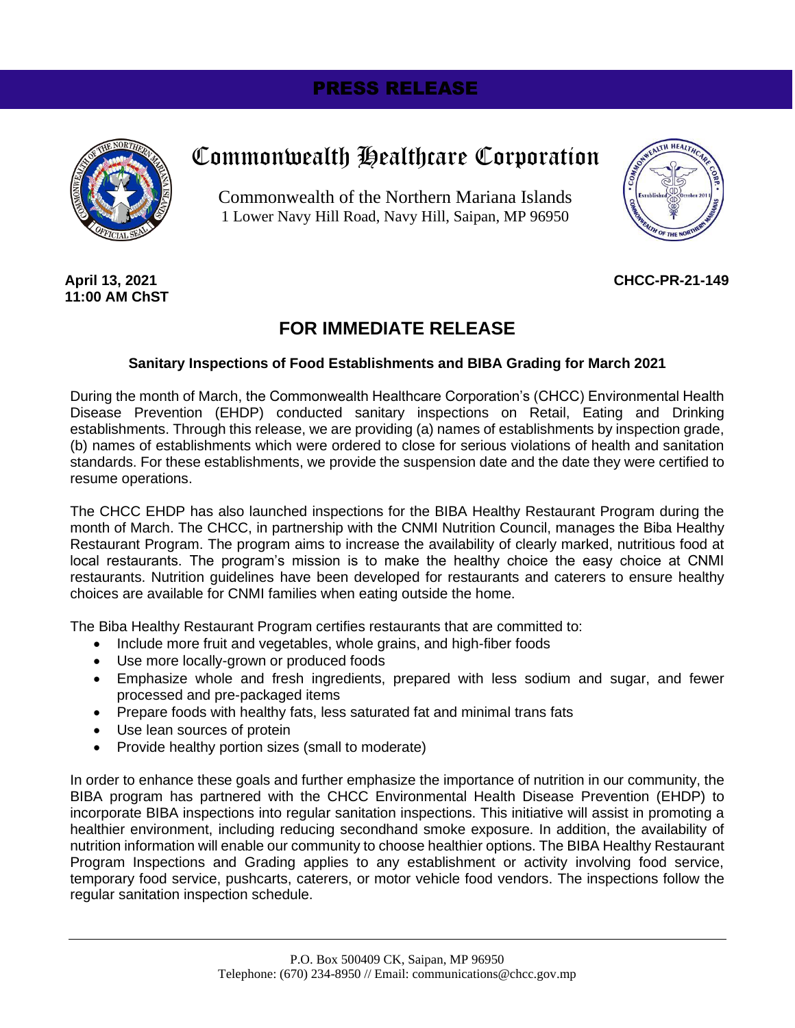# PRESS RELEASE

# Commonwealth Healthcare Corporation

Commonwealth of the Northern Mariana Islands
1 Lower Navy Hill Road, Navy Hill, Saipan, MP 96950

**April 13, 2021**
**11:00 AM ChST**

**CHCC-PR-21-149**

## FOR IMMEDIATE RELEASE

### Sanitary Inspections of Food Establishments and BIBA Grading for March 2021

During the month of March, the Commonwealth Healthcare Corporation's (CHCC) Environmental Health Disease Prevention (EHDP) conducted sanitary inspections on Retail, Eating and Drinking establishments. Through this release, we are providing (a) names of establishments by inspection grade, (b) names of establishments which were ordered to close for serious violations of health and sanitation standards. For these establishments, we provide the suspension date and the date they were certified to resume operations.

The CHCC EHDP has also launched inspections for the BIBA Healthy Restaurant Program during the month of March. The CHCC, in partnership with the CNMI Nutrition Council, manages the Biba Healthy Restaurant Program. The program aims to increase the availability of clearly marked, nutritious food at local restaurants. The program's mission is to make the healthy choice the easy choice at CNMI restaurants. Nutrition guidelines have been developed for restaurants and caterers to ensure healthy choices are available for CNMI families when eating outside the home.

The Biba Healthy Restaurant Program certifies restaurants that are committed to:

- Include more fruit and vegetables, whole grains, and high-fiber foods
- Use more locally-grown or produced foods
- Emphasize whole and fresh ingredients, prepared with less sodium and sugar, and fewer processed and pre-packaged items
- Prepare foods with healthy fats, less saturated fat and minimal trans fats
- Use lean sources of protein
- Provide healthy portion sizes (small to moderate)

In order to enhance these goals and further emphasize the importance of nutrition in our community, the BIBA program has partnered with the CHCC Environmental Health Disease Prevention (EHDP) to incorporate BIBA inspections into regular sanitation inspections. This initiative will assist in promoting a healthier environment, including reducing secondhand smoke exposure. In addition, the availability of nutrition information will enable our community to choose healthier options. The BIBA Healthy Restaurant Program Inspections and Grading applies to any establishment or activity involving food service, temporary food service, pushcarts, caterers, or motor vehicle food vendors. The inspections follow the regular sanitation inspection schedule.

P.O. Box 500409 CK, Saipan, MP 96950
Telephone: (670) 234-8950 // Email: communications@chcc.gov.mp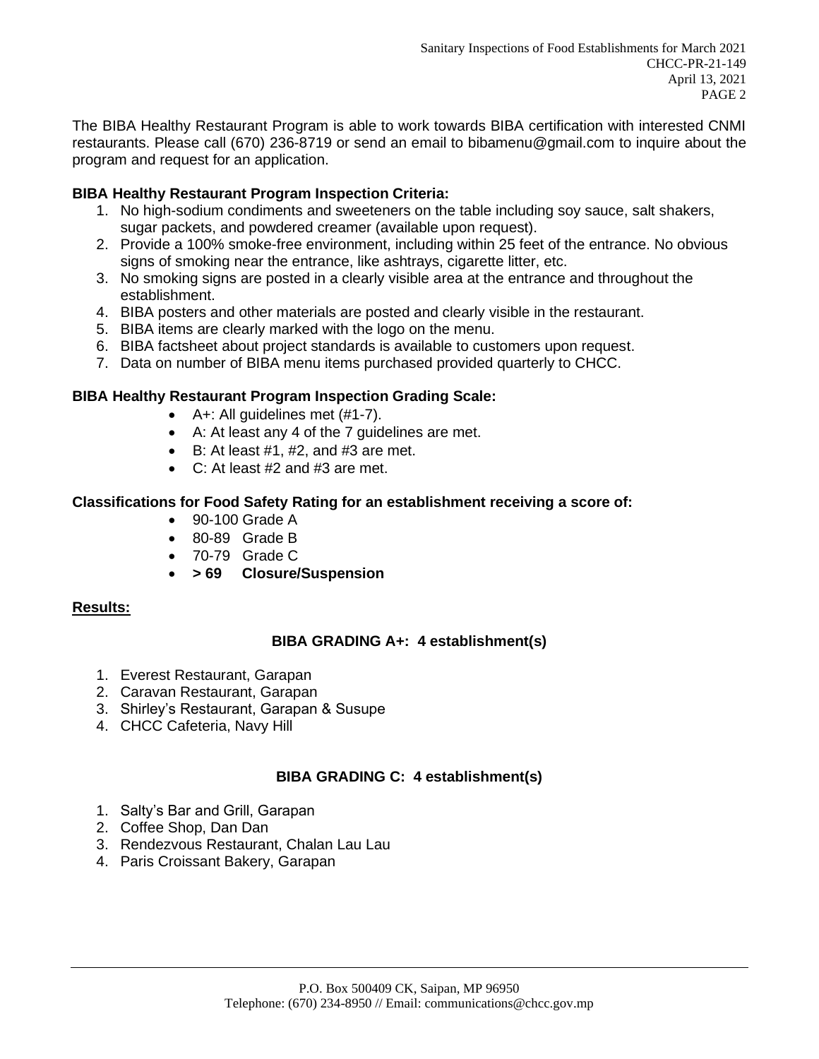The BIBA Healthy Restaurant Program is able to work towards BIBA certification with interested CNMI restaurants. Please call (670) 236-8719 or send an email to bibamenu@gmail.com to inquire about the program and request for an application.

**BIBA Healthy Restaurant Program Inspection Criteria:**

1. No high-sodium condiments and sweeteners on the table including soy sauce, salt shakers, sugar packets, and powdered creamer (available upon request).
2. Provide a 100% smoke-free environment, including within 25 feet of the entrance. No obvious signs of smoking near the entrance, like ashtrays, cigarette litter, etc.
3. No smoking signs are posted in a clearly visible area at the entrance and throughout the establishment.
4. BIBA posters and other materials are posted and clearly visible in the restaurant.
5. BIBA items are clearly marked with the logo on the menu.
6. BIBA factsheet about project standards is available to customers upon request.
7. Data on number of BIBA menu items purchased provided quarterly to CHCC.

**BIBA Healthy Restaurant Program Inspection Grading Scale:**

- A+: All guidelines met (#1-7).
- A: At least any 4 of the 7 guidelines are met.
- B: At least #1, #2, and #3 are met.
- C: At least #2 and #3 are met.

**Classifications for Food Safety Rating for an establishment receiving a score of:**

- 90-100 Grade A
- 80-89 Grade B
- 70-79 Grade C
- **> 69 Closure/Suspension**

**Results:**

**BIBA GRADING A+: 4 establishment(s)**

1. Everest Restaurant, Garapan
2. Caravan Restaurant, Garapan
3. Shirley's Restaurant, Garapan & Susupe
4. CHCC Cafeteria, Navy Hill

**BIBA GRADING C: 4 establishment(s)**

1. Salty's Bar and Grill, Garapan
2. Coffee Shop, Dan Dan
3. Rendezvous Restaurant, Chalan Lau Lau
4. Paris Croissant Bakery, Garapan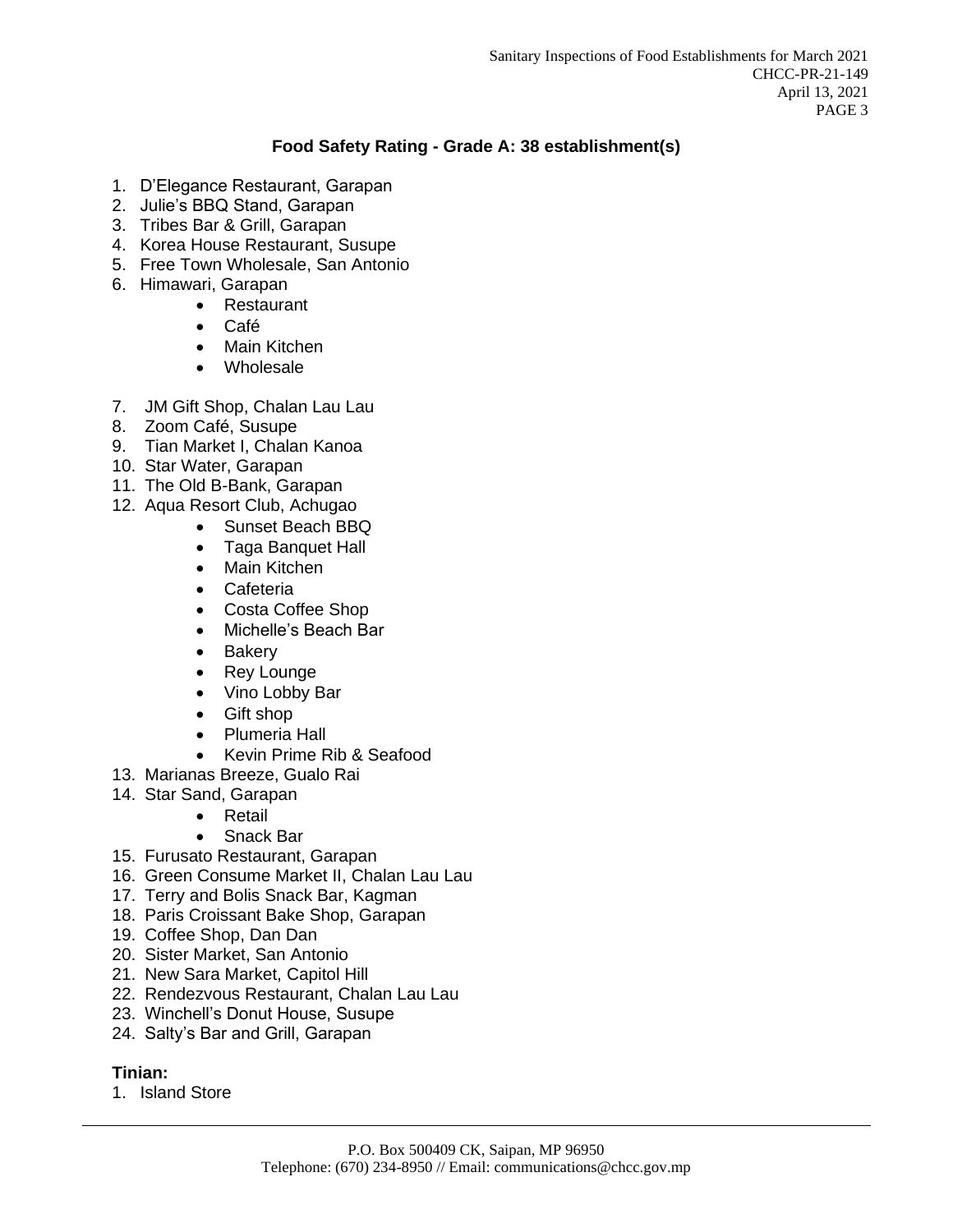### Food Safety Rating - Grade A: 38 establishment(s)

1. D'Elegance Restaurant, Garapan
2. Julie's BBQ Stand, Garapan
3. Tribes Bar & Grill, Garapan
4. Korea House Restaurant, Susupe
5. Free Town Wholesale, San Antonio
6. Himawari, Garapan
    - Restaurant
    - Café
    - Main Kitchen
    - Wholesale
7. JM Gift Shop, Chalan Lau Lau
8. Zoom Café, Susupe
9. Tian Market I, Chalan Kanoa
10. Star Water, Garapan
11. The Old B-Bank, Garapan
12. Aqua Resort Club, Achugao
    - Sunset Beach BBQ
    - Taga Banquet Hall
    - Main Kitchen
    - Cafeteria
    - Costa Coffee Shop
    - Michelle's Beach Bar
    - Bakery
    - Rey Lounge
    - Vino Lobby Bar
    - Gift shop
    - Plumeria Hall
    - Kevin Prime Rib & Seafood
13. Marianas Breeze, Gualo Rai
14. Star Sand, Garapan
    - Retail
    - Snack Bar
15. Furusato Restaurant, Garapan
16. Green Consume Market II, Chalan Lau Lau
17. Terry and Bolis Snack Bar, Kagman
18. Paris Croissant Bake Shop, Garapan
19. Coffee Shop, Dan Dan
20. Sister Market, San Antonio
21. New Sara Market, Capitol Hill
22. Rendezvous Restaurant, Chalan Lau Lau
23. Winchell's Donut House, Susupe
24. Salty's Bar and Grill, Garapan

**Tinian:**

1. Island Store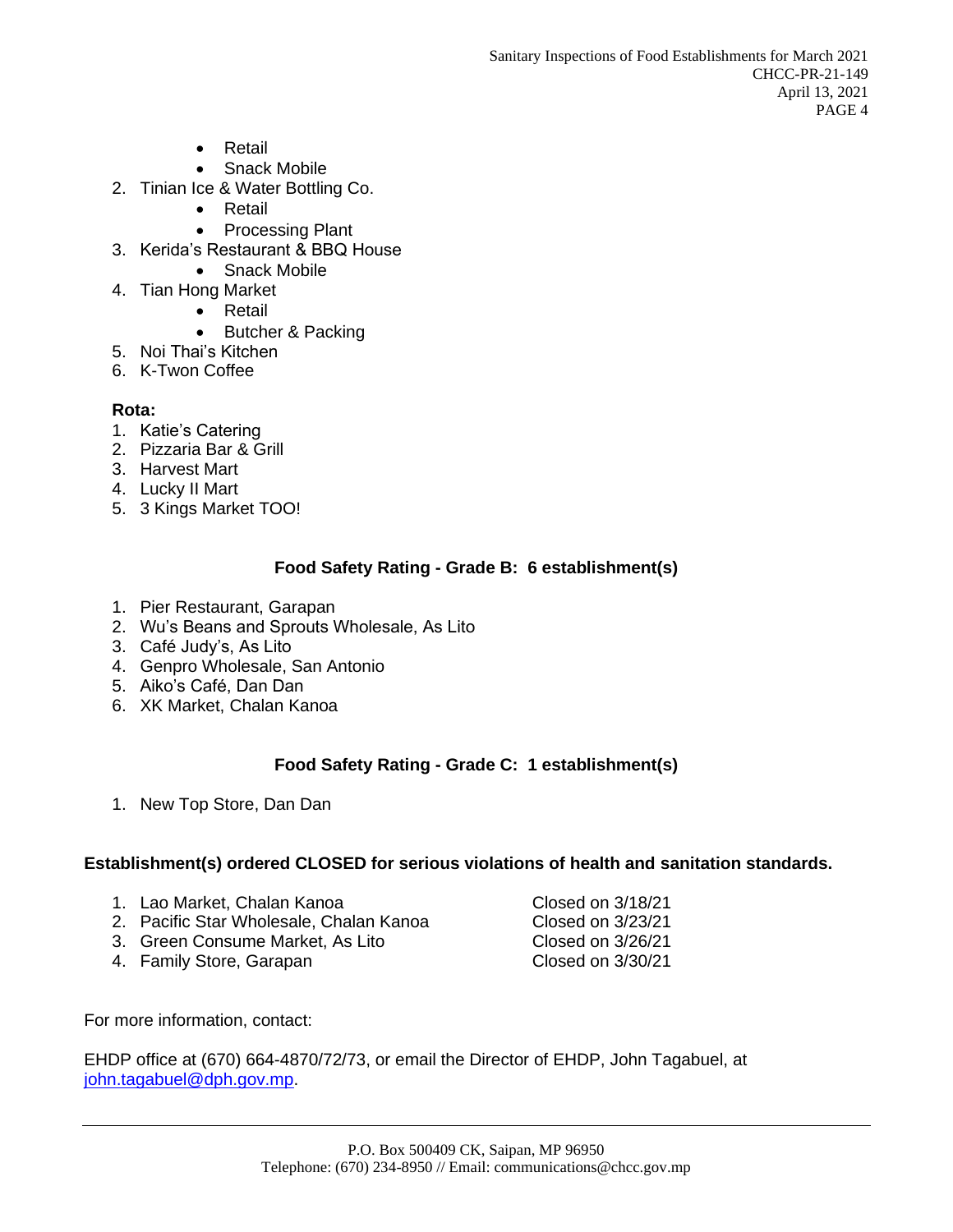- Retail
    - Snack Mobile
2. Tinian Ice & Water Bottling Co.
    - Retail
    - Processing Plant
3. Kerida's Restaurant & BBQ House
    - Snack Mobile
4. Tian Hong Market
    - Retail
    - Butcher & Packing
5. Noi Thai's Kitchen
6. K-Twon Coffee

**Rota:**

1. Katie's Catering
2. Pizzaria Bar & Grill
3. Harvest Mart
4. Lucky II Mart
5. 3 Kings Market TOO!

**Food Safety Rating - Grade B: 6 establishment(s)**

1. Pier Restaurant, Garapan
2. Wu's Beans and Sprouts Wholesale, As Lito
3. Café Judy's, As Lito
4. Genpro Wholesale, San Antonio
5. Aiko's Café, Dan Dan
6. XK Market, Chalan Kanoa

**Food Safety Rating - Grade C: 1 establishment(s)**

1. New Top Store, Dan Dan

**Establishment(s) ordered CLOSED for serious violations of health and sanitation standards.**

1. Lao Market, Chalan Kanoa — Closed on 3/18/21
2. Pacific Star Wholesale, Chalan Kanoa — Closed on 3/23/21
3. Green Consume Market, As Lito — Closed on 3/26/21
4. Family Store, Garapan — Closed on 3/30/21

For more information, contact:

EHDP office at (670) 664-4870/72/73, or email the Director of EHDP, John Tagabuel, at john.tagabuel@dph.gov.mp.

P.O. Box 500409 CK, Saipan, MP 96950
Telephone: (670) 234-8950 // Email: communications@chcc.gov.mp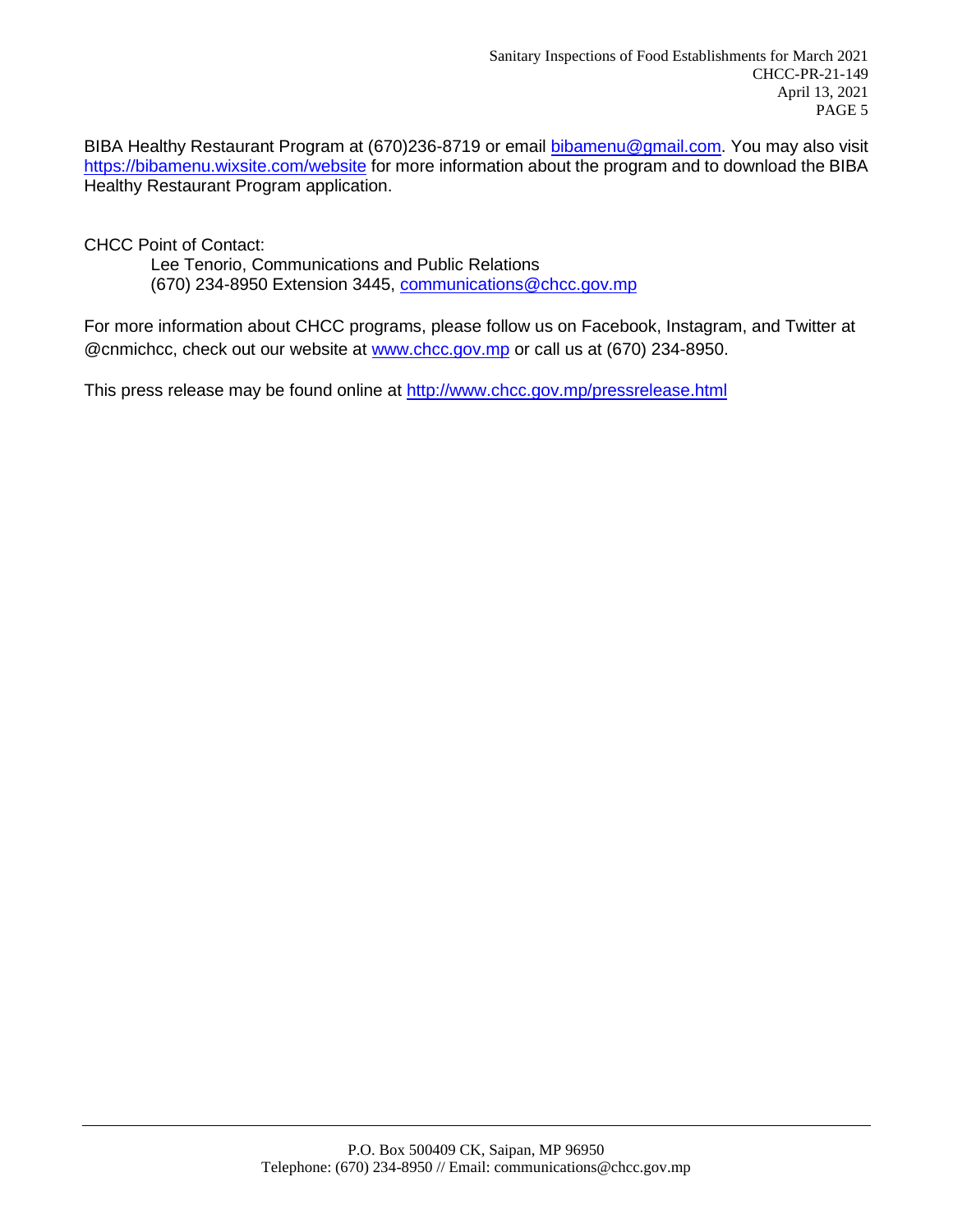BIBA Healthy Restaurant Program at (670)236-8719 or email bibamenu@gmail.com. You may also visit https://bibamenu.wixsite.com/website for more information about the program and to download the BIBA Healthy Restaurant Program application.

CHCC Point of Contact:

Lee Tenorio, Communications and Public Relations
(670) 234-8950 Extension 3445, communications@chcc.gov.mp

For more information about CHCC programs, please follow us on Facebook, Instagram, and Twitter at @cnmichcc, check out our website at www.chcc.gov.mp or call us at (670) 234-8950.

This press release may be found online at http://www.chcc.gov.mp/pressrelease.html